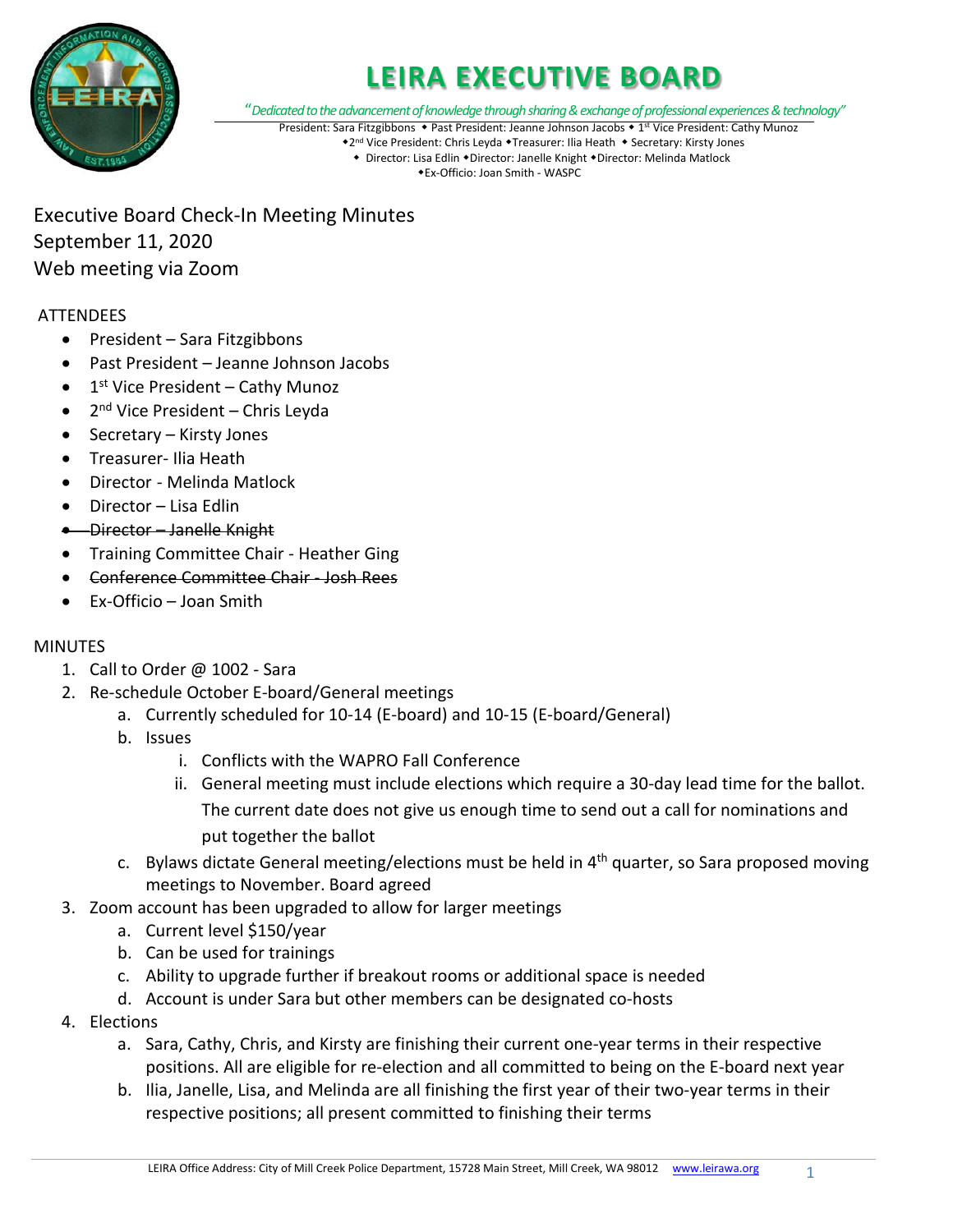# LEIRA EXECUTIVE BOARD

*"Dedicated to the advancement of knowledge through sharing & exchange of professional experiences & technology"*

President: Sara Fitzgibbons ◆ Past President: Jeanne Johnson Jacobs ◆ 1st Vice President: Cathy Munoz ◆2nd Vice President: Chris Leyda ◆Treasurer: Ilia Heath ◆ Secretary: Kirsty Jones ◆ Director: Lisa Edlin ◆Director: Janelle Knight ◆Director: Melinda Matlock ◆Ex-Officio: Joan Smith - WASPC

Executive Board Check-In Meeting Minutes
September 11, 2020
Web meeting via Zoom

ATTENDEES

- President – Sara Fitzgibbons
- Past President – Jeanne Johnson Jacobs
- 1st Vice President – Cathy Munoz
- 2nd Vice President – Chris Leyda
- Secretary – Kirsty Jones
- Treasurer- Ilia Heath
- Director - Melinda Matlock
- Director – Lisa Edlin
- ~~Director – Janelle Knight~~
- Training Committee Chair - Heather Ging
- ~~Conference Committee Chair - Josh Rees~~
- Ex-Officio – Joan Smith

MINUTES

1. Call to Order @ 1002 - Sara
2. Re-schedule October E-board/General meetings
   a. Currently scheduled for 10-14 (E-board) and 10-15 (E-board/General)
   b. Issues
      i. Conflicts with the WAPRO Fall Conference
      ii. General meeting must include elections which require a 30-day lead time for the ballot. The current date does not give us enough time to send out a call for nominations and put together the ballot
   c. Bylaws dictate General meeting/elections must be held in 4th quarter, so Sara proposed moving meetings to November. Board agreed
3. Zoom account has been upgraded to allow for larger meetings
   a. Current level $150/year
   b. Can be used for trainings
   c. Ability to upgrade further if breakout rooms or additional space is needed
   d. Account is under Sara but other members can be designated co-hosts
4. Elections
   a. Sara, Cathy, Chris, and Kirsty are finishing their current one-year terms in their respective positions. All are eligible for re-election and all committed to being on the E-board next year
   b. Ilia, Janelle, Lisa, and Melinda are all finishing the first year of their two-year terms in their respective positions; all present committed to finishing their terms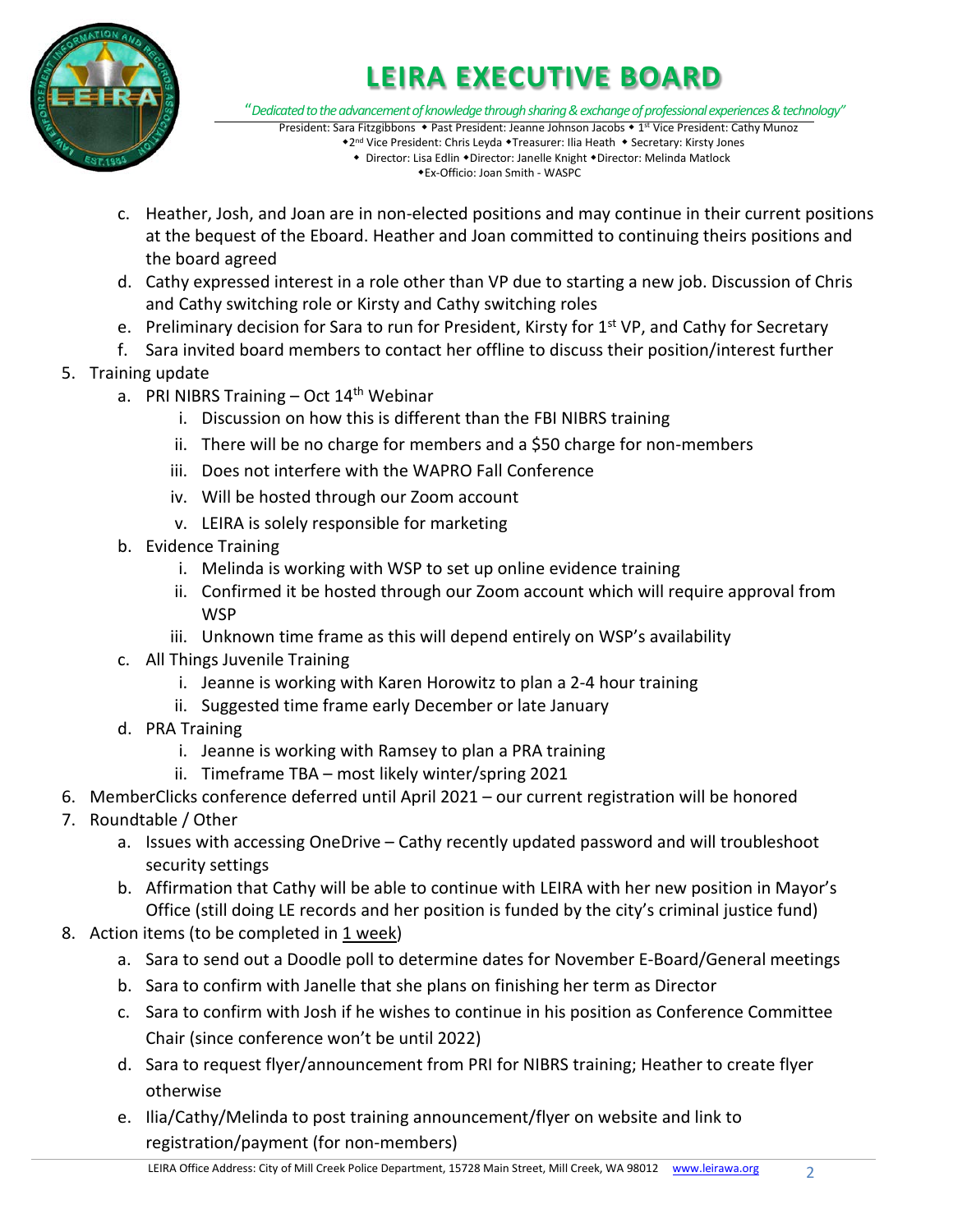# LEIRA EXECUTIVE BOARD

*"Dedicated to the advancement of knowledge through sharing & exchange of professional experiences & technology"*

President: Sara Fitzgibbons ◆ Past President: Jeanne Johnson Jacobs ◆ 1st Vice President: Cathy Munoz
◆2nd Vice President: Chris Leyda ◆Treasurer: Ilia Heath ◆ Secretary: Kirsty Jones
◆ Director: Lisa Edlin ◆Director: Janelle Knight ◆Director: Melinda Matlock
◆Ex-Officio: Joan Smith - WASPC

c. Heather, Josh, and Joan are in non-elected positions and may continue in their current positions at the bequest of the Eboard. Heather and Joan committed to continuing theirs positions and the board agreed
d. Cathy expressed interest in a role other than VP due to starting a new job. Discussion of Chris and Cathy switching role or Kirsty and Cathy switching roles
e. Preliminary decision for Sara to run for President, Kirsty for 1st VP, and Cathy for Secretary
f. Sara invited board members to contact her offline to discuss their position/interest further

5. Training update
   a. PRI NIBRS Training – Oct 14th Webinar
      i. Discussion on how this is different than the FBI NIBRS training
      ii. There will be no charge for members and a $50 charge for non-members
      iii. Does not interfere with the WAPRO Fall Conference
      iv. Will be hosted through our Zoom account
      v. LEIRA is solely responsible for marketing
   b. Evidence Training
      i. Melinda is working with WSP to set up online evidence training
      ii. Confirmed it be hosted through our Zoom account which will require approval from WSP
      iii. Unknown time frame as this will depend entirely on WSP's availability
   c. All Things Juvenile Training
      i. Jeanne is working with Karen Horowitz to plan a 2-4 hour training
      ii. Suggested time frame early December or late January
   d. PRA Training
      i. Jeanne is working with Ramsey to plan a PRA training
      ii. Timeframe TBA – most likely winter/spring 2021
6. MemberClicks conference deferred until April 2021 – our current registration will be honored
7. Roundtable / Other
   a. Issues with accessing OneDrive – Cathy recently updated password and will troubleshoot security settings
   b. Affirmation that Cathy will be able to continue with LEIRA with her new position in Mayor's Office (still doing LE records and her position is funded by the city's criminal justice fund)
8. Action items (to be completed in <u>1 week</u>)
   a. Sara to send out a Doodle poll to determine dates for November E-Board/General meetings
   b. Sara to confirm with Janelle that she plans on finishing her term as Director
   c. Sara to confirm with Josh if he wishes to continue in his position as Conference Committee Chair (since conference won't be until 2022)
   d. Sara to request flyer/announcement from PRI for NIBRS training; Heather to create flyer otherwise
   e. Ilia/Cathy/Melinda to post training announcement/flyer on website and link to registration/payment (for non-members)

LEIRA Office Address: City of Mill Creek Police Department, 15728 Main Street, Mill Creek, WA 98012 www.leirawa.org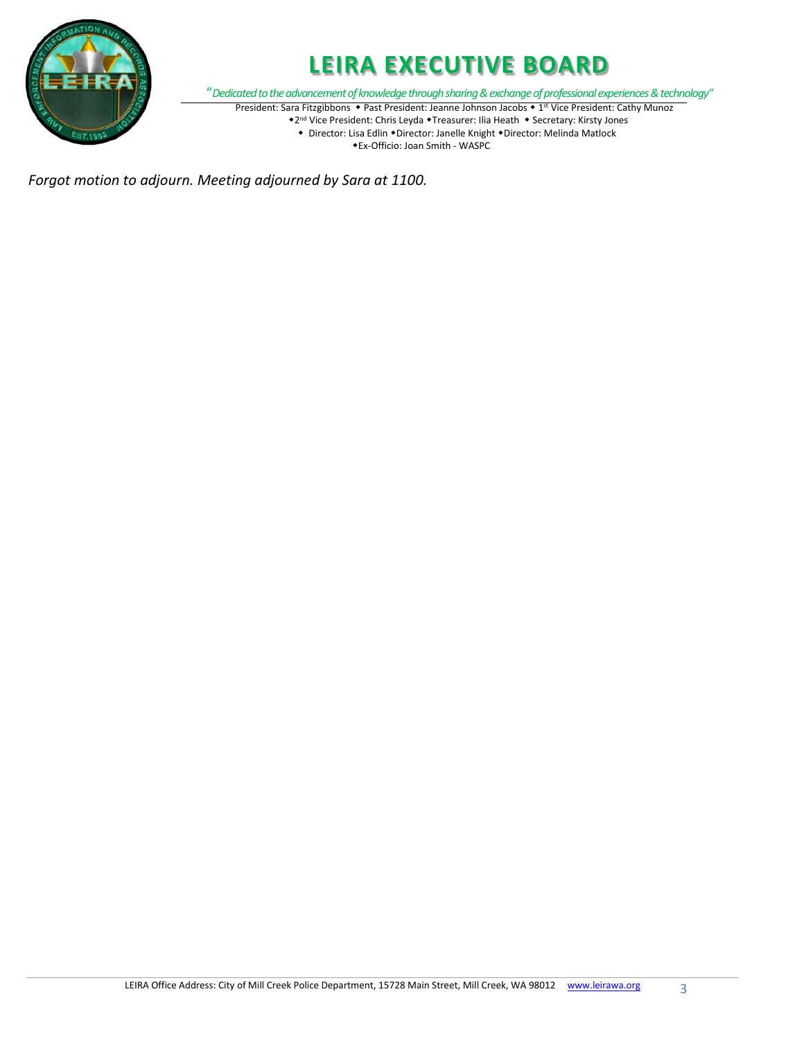*Forgot motion to adjourn. Meeting adjourned by Sara at 1100.*